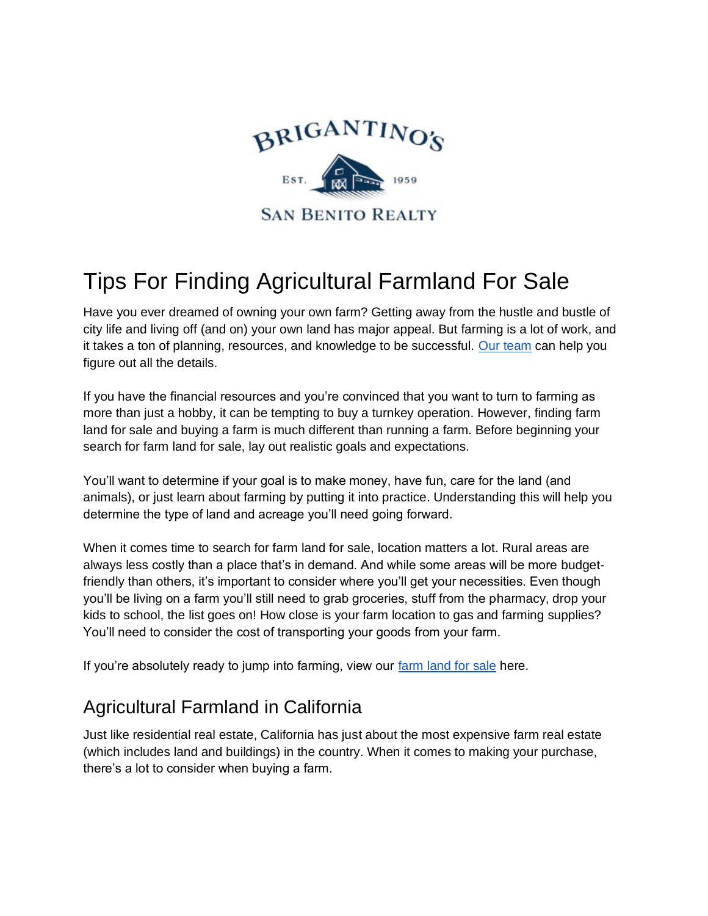BRIGANTINO'S

EST. 1959

SAN BENITO REALTY

# Tips For Finding Agricultural Farmland For Sale

Have you ever dreamed of owning your own farm? Getting away from the hustle and bustle of city life and living off (and on) your own land has major appeal. But farming is a lot of work, and it takes a ton of planning, resources, and knowledge to be successful. [Our team]() can help you figure out all the details.

If you have the financial resources and you're convinced that you want to turn to farming as more than just a hobby, it can be tempting to buy a turnkey operation. However, finding farm land for sale and buying a farm is much different than running a farm. Before beginning your search for farm land for sale, lay out realistic goals and expectations.

You'll want to determine if your goal is to make money, have fun, care for the land (and animals), or just learn about farming by putting it into practice. Understanding this will help you determine the type of land and acreage you'll need going forward.

When it comes time to search for farm land for sale, location matters a lot. Rural areas are always less costly than a place that's in demand. And while some areas will be more budget-friendly than others, it's important to consider where you'll get your necessities. Even though you'll be living on a farm you'll still need to grab groceries, stuff from the pharmacy, drop your kids to school, the list goes on! How close is your farm location to gas and farming supplies? You'll need to consider the cost of transporting your goods from your farm.

If you're absolutely ready to jump into farming, view our [farm land for sale]() here.

## Agricultural Farmland in California

Just like residential real estate, California has just about the most expensive farm real estate (which includes land and buildings) in the country. When it comes to making your purchase, there's a lot to consider when buying a farm.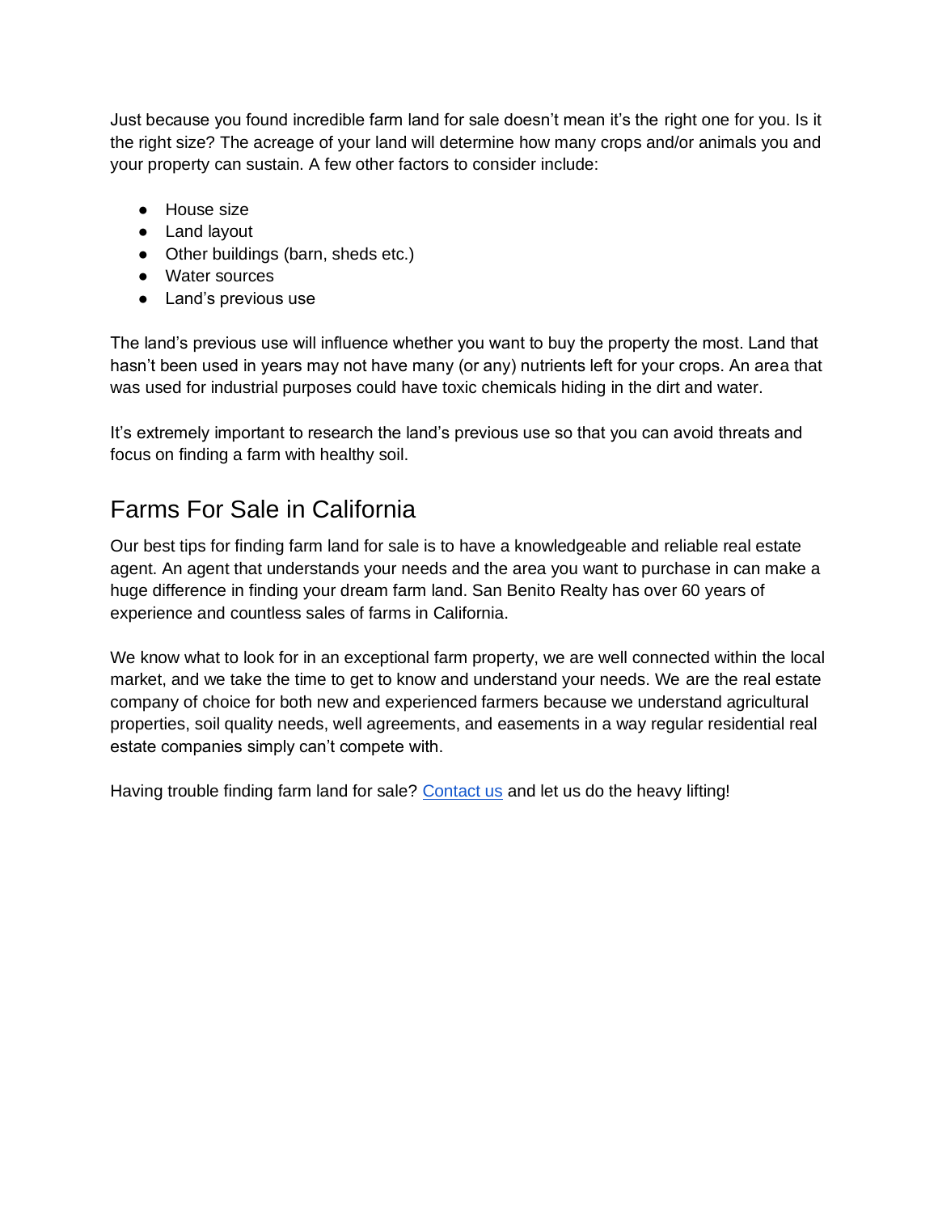Just because you found incredible farm land for sale doesn't mean it's the right one for you. Is it the right size? The acreage of your land will determine how many crops and/or animals you and your property can sustain. A few other factors to consider include:

- House size
- Land layout
- Other buildings (barn, sheds etc.)
- Water sources
- Land's previous use

The land's previous use will influence whether you want to buy the property the most. Land that hasn't been used in years may not have many (or any) nutrients left for your crops. An area that was used for industrial purposes could have toxic chemicals hiding in the dirt and water.

It's extremely important to research the land's previous use so that you can avoid threats and focus on finding a farm with healthy soil.

## Farms For Sale in California

Our best tips for finding farm land for sale is to have a knowledgeable and reliable real estate agent. An agent that understands your needs and the area you want to purchase in can make a huge difference in finding your dream farm land. San Benito Realty has over 60 years of experience and countless sales of farms in California.

We know what to look for in an exceptional farm property, we are well connected within the local market, and we take the time to get to know and understand your needs. We are the real estate company of choice for both new and experienced farmers because we understand agricultural properties, soil quality needs, well agreements, and easements in a way regular residential real estate companies simply can't compete with.

Having trouble finding farm land for sale? [Contact us]() and let us do the heavy lifting!